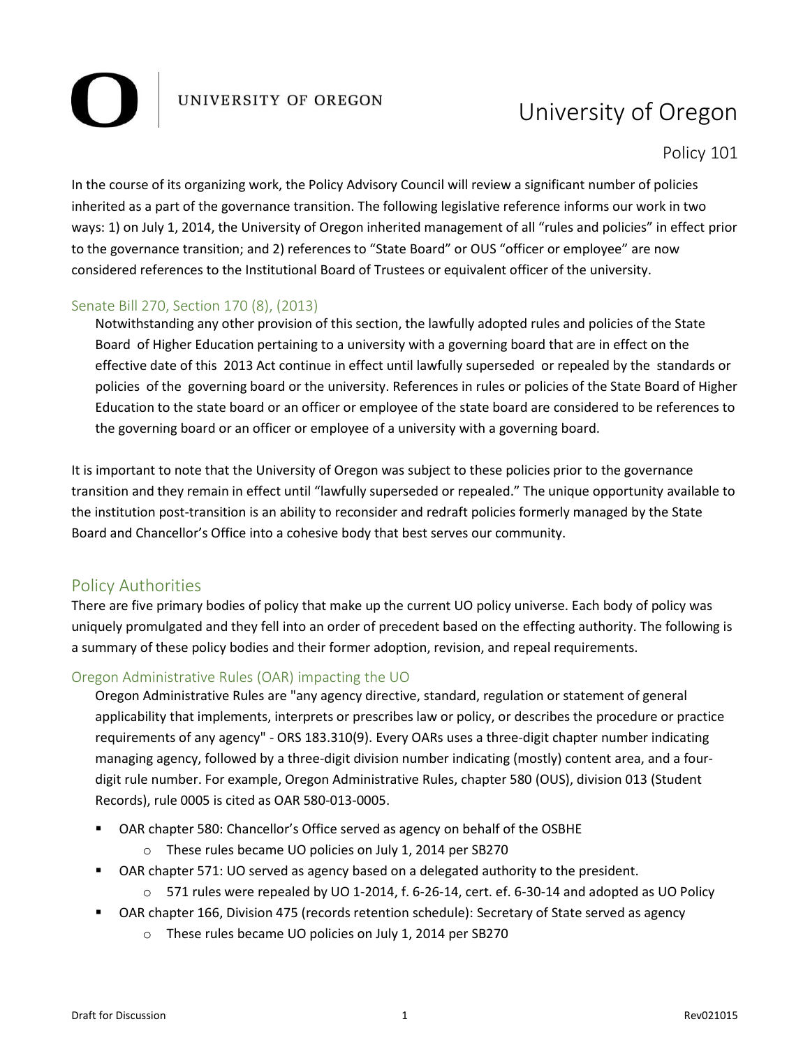# University of Oregon

## Policy 101

In the course of its organizing work, the Policy Advisory Council will review a significant number of policies inherited as a part of the governance transition. The following legislative reference informs our work in two ways: 1) on July 1, 2014, the University of Oregon inherited management of all "rules and policies" in effect prior to the governance transition; and 2) references to "State Board" or OUS "officer or employee" are now considered references to the Institutional Board of Trustees or equivalent officer of the university.

### Senate Bill 270, Section 170 (8), (2013)

> Notwithstanding any other provision of this section, the lawfully adopted rules and policies of the State Board of Higher Education pertaining to a university with a governing board that are in effect on the effective date of this 2013 Act continue in effect until lawfully superseded or repealed by the standards or policies of the governing board or the university. References in rules or policies of the State Board of Higher Education to the state board or an officer or employee of the state board are considered to be references to the governing board or an officer or employee of a university with a governing board.

It is important to note that the University of Oregon was subject to these policies prior to the governance transition and they remain in effect until "lawfully superseded or repealed." The unique opportunity available to the institution post-transition is an ability to reconsider and redraft policies formerly managed by the State Board and Chancellor's Office into a cohesive body that best serves our community.

## Policy Authorities

There are five primary bodies of policy that make up the current UO policy universe. Each body of policy was uniquely promulgated and they fell into an order of precedent based on the effecting authority. The following is a summary of these policy bodies and their former adoption, revision, and repeal requirements.

### Oregon Administrative Rules (OAR) impacting the UO

Oregon Administrative Rules are "any agency directive, standard, regulation or statement of general applicability that implements, interprets or prescribes law or policy, or describes the procedure or practice requirements of any agency" - ORS 183.310(9). Every OARs uses a three-digit chapter number indicating managing agency, followed by a three-digit division number indicating (mostly) content area, and a four-digit rule number. For example, Oregon Administrative Rules, chapter 580 (OUS), division 013 (Student Records), rule 0005 is cited as OAR 580-013-0005.

- OAR chapter 580: Chancellor's Office served as agency on behalf of the OSBHE
  - These rules became UO policies on July 1, 2014 per SB270
- OAR chapter 571: UO served as agency based on a delegated authority to the president.
  - 571 rules were repealed by UO 1-2014, f. 6-26-14, cert. ef. 6-30-14 and adopted as UO Policy
- OAR chapter 166, Division 475 (records retention schedule): Secretary of State served as agency
  - These rules became UO policies on July 1, 2014 per SB270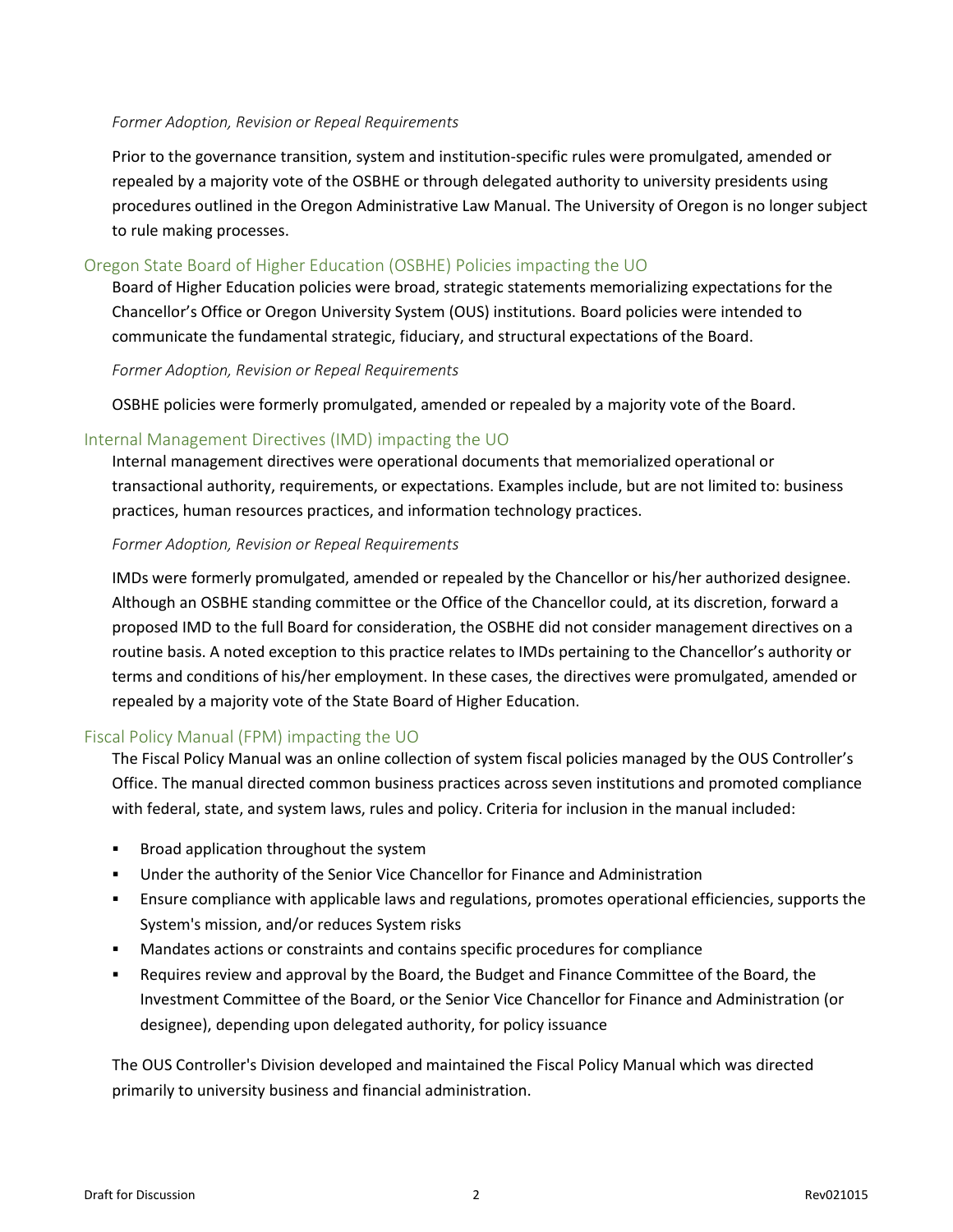*Former Adoption, Revision or Repeal Requirements*

Prior to the governance transition, system and institution-specific rules were promulgated, amended or repealed by a majority vote of the OSBHE or through delegated authority to university presidents using procedures outlined in the Oregon Administrative Law Manual. The University of Oregon is no longer subject to rule making processes.

## Oregon State Board of Higher Education (OSBHE) Policies impacting the UO

Board of Higher Education policies were broad, strategic statements memorializing expectations for the Chancellor's Office or Oregon University System (OUS) institutions. Board policies were intended to communicate the fundamental strategic, fiduciary, and structural expectations of the Board.

*Former Adoption, Revision or Repeal Requirements*

OSBHE policies were formerly promulgated, amended or repealed by a majority vote of the Board.

## Internal Management Directives (IMD) impacting the UO

Internal management directives were operational documents that memorialized operational or transactional authority, requirements, or expectations. Examples include, but are not limited to: business practices, human resources practices, and information technology practices.

*Former Adoption, Revision or Repeal Requirements*

IMDs were formerly promulgated, amended or repealed by the Chancellor or his/her authorized designee. Although an OSBHE standing committee or the Office of the Chancellor could, at its discretion, forward a proposed IMD to the full Board for consideration, the OSBHE did not consider management directives on a routine basis. A noted exception to this practice relates to IMDs pertaining to the Chancellor's authority or terms and conditions of his/her employment. In these cases, the directives were promulgated, amended or repealed by a majority vote of the State Board of Higher Education.

## Fiscal Policy Manual (FPM) impacting the UO

The Fiscal Policy Manual was an online collection of system fiscal policies managed by the OUS Controller's Office. The manual directed common business practices across seven institutions and promoted compliance with federal, state, and system laws, rules and policy. Criteria for inclusion in the manual included:

- Broad application throughout the system
- Under the authority of the Senior Vice Chancellor for Finance and Administration
- Ensure compliance with applicable laws and regulations, promotes operational efficiencies, supports the System's mission, and/or reduces System risks
- Mandates actions or constraints and contains specific procedures for compliance
- Requires review and approval by the Board, the Budget and Finance Committee of the Board, the Investment Committee of the Board, or the Senior Vice Chancellor for Finance and Administration (or designee), depending upon delegated authority, for policy issuance

The OUS Controller's Division developed and maintained the Fiscal Policy Manual which was directed primarily to university business and financial administration.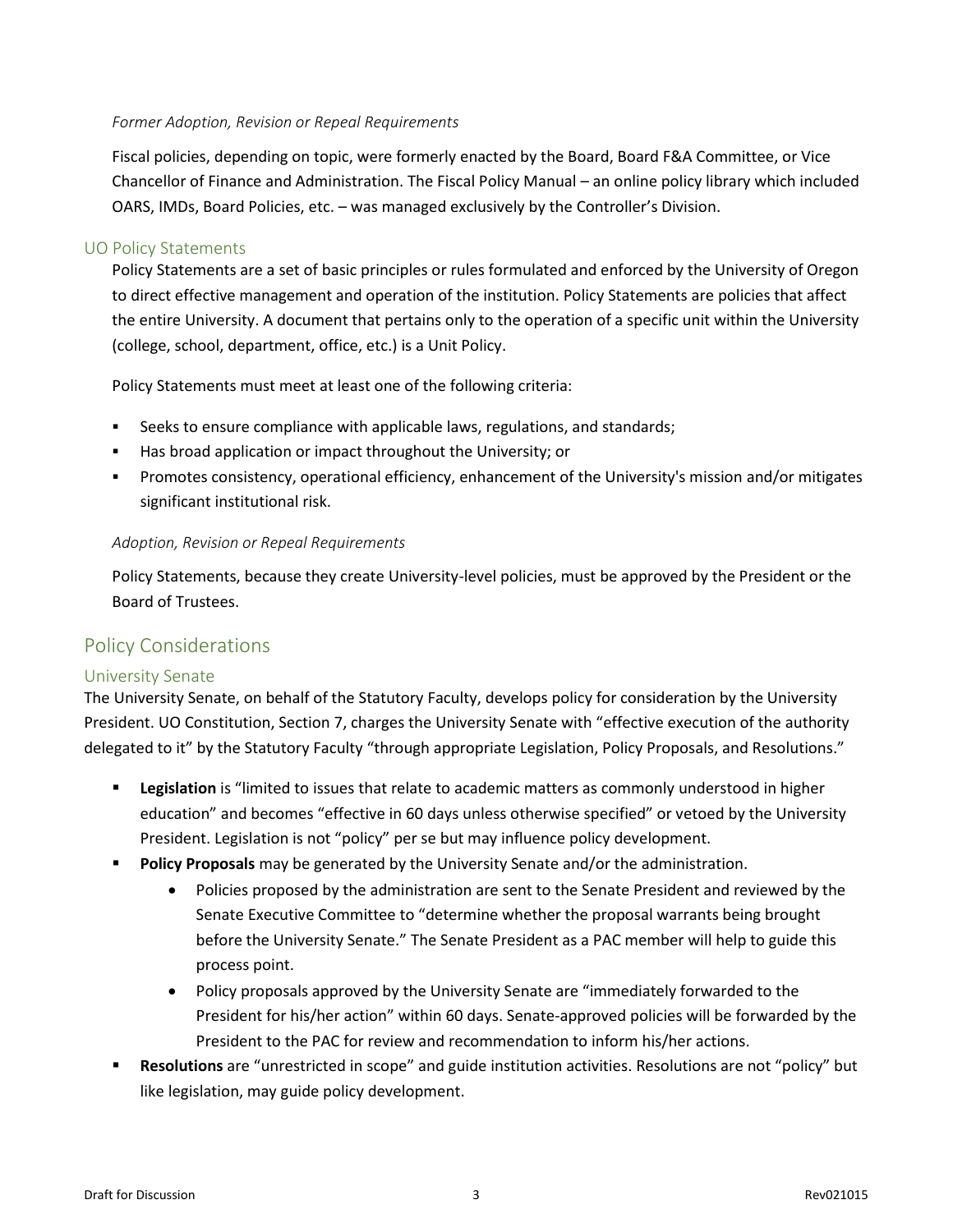*Former Adoption, Revision or Repeal Requirements*

Fiscal policies, depending on topic, were formerly enacted by the Board, Board F&A Committee, or Vice Chancellor of Finance and Administration. The Fiscal Policy Manual – an online policy library which included OARS, IMDs, Board Policies, etc. – was managed exclusively by the Controller's Division.

### UO Policy Statements

Policy Statements are a set of basic principles or rules formulated and enforced by the University of Oregon to direct effective management and operation of the institution. Policy Statements are policies that affect the entire University. A document that pertains only to the operation of a specific unit within the University (college, school, department, office, etc.) is a Unit Policy.

Policy Statements must meet at least one of the following criteria:

- Seeks to ensure compliance with applicable laws, regulations, and standards;
- Has broad application or impact throughout the University; or
- Promotes consistency, operational efficiency, enhancement of the University's mission and/or mitigates significant institutional risk.

*Adoption, Revision or Repeal Requirements*

Policy Statements, because they create University-level policies, must be approved by the President or the Board of Trustees.

## Policy Considerations

### University Senate

The University Senate, on behalf of the Statutory Faculty, develops policy for consideration by the University President. UO Constitution, Section 7, charges the University Senate with "effective execution of the authority delegated to it" by the Statutory Faculty "through appropriate Legislation, Policy Proposals, and Resolutions."

- **Legislation** is "limited to issues that relate to academic matters as commonly understood in higher education" and becomes "effective in 60 days unless otherwise specified" or vetoed by the University President. Legislation is not "policy" per se but may influence policy development.
- **Policy Proposals** may be generated by the University Senate and/or the administration.
  - Policies proposed by the administration are sent to the Senate President and reviewed by the Senate Executive Committee to "determine whether the proposal warrants being brought before the University Senate." The Senate President as a PAC member will help to guide this process point.
  - Policy proposals approved by the University Senate are "immediately forwarded to the President for his/her action" within 60 days. Senate-approved policies will be forwarded by the President to the PAC for review and recommendation to inform his/her actions.
- **Resolutions** are "unrestricted in scope" and guide institution activities. Resolutions are not "policy" but like legislation, may guide policy development.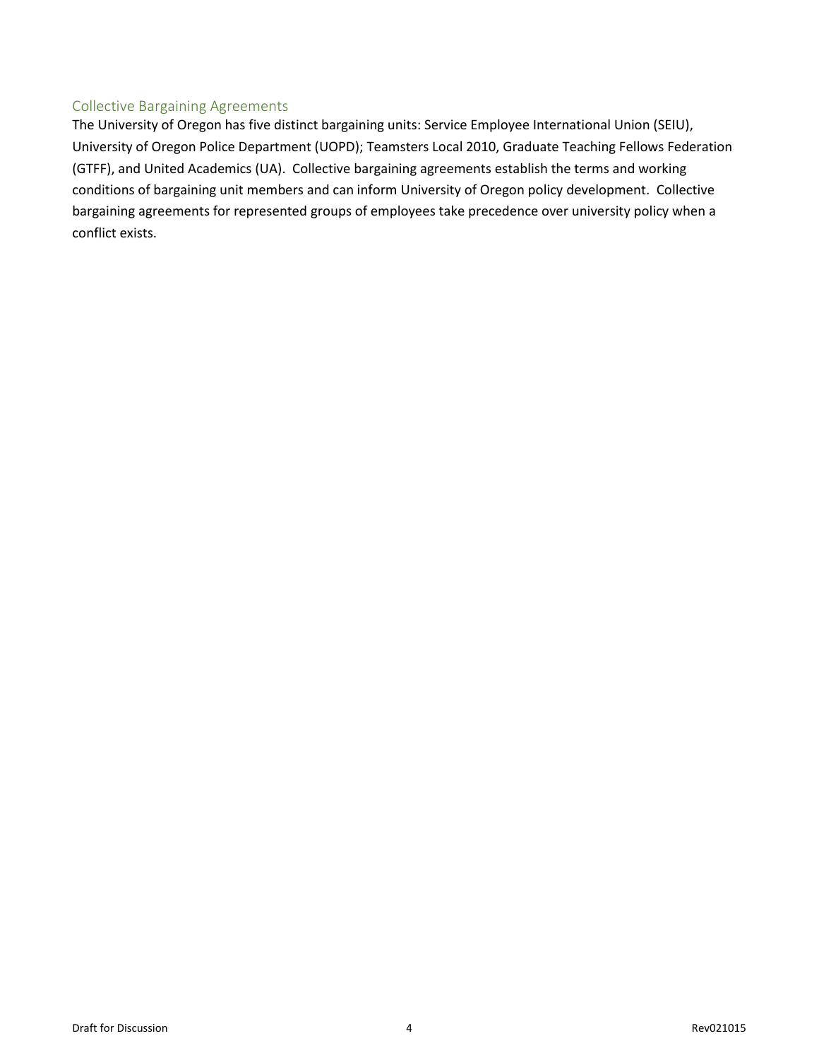## Collective Bargaining Agreements

The University of Oregon has five distinct bargaining units: Service Employee International Union (SEIU), University of Oregon Police Department (UOPD); Teamsters Local 2010, Graduate Teaching Fellows Federation (GTFF), and United Academics (UA). Collective bargaining agreements establish the terms and working conditions of bargaining unit members and can inform University of Oregon policy development. Collective bargaining agreements for represented groups of employees take precedence over university policy when a conflict exists.